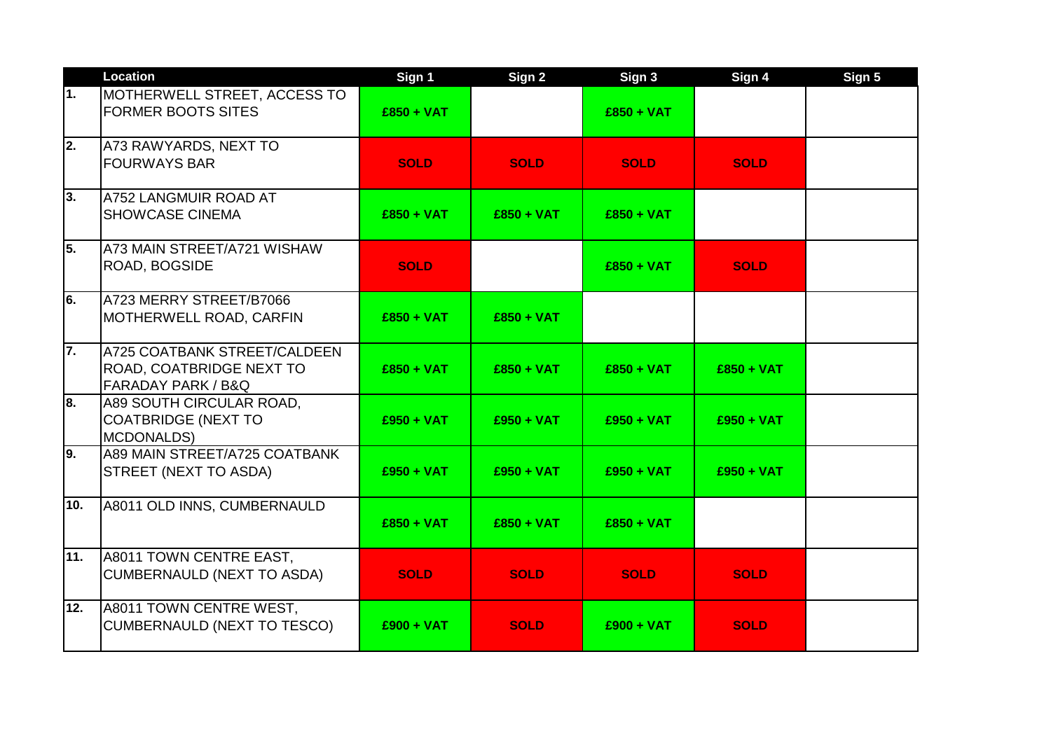| | Location | Sign 1 | Sign 2 | Sign 3 | Sign 4 | Sign 5 |
|---|---|---|---|---|---|---|
| 1. | MOTHERWELL STREET, ACCESS TO FORMER BOOTS SITES | £850 + VAT | | £850 + VAT | | |
| 2. | A73 RAWYARDS, NEXT TO FOURWAYS BAR | SOLD | SOLD | SOLD | SOLD | |
| 3. | A752 LANGMUIR ROAD AT SHOWCASE CINEMA | £850 + VAT | £850 + VAT | £850 + VAT | | |
| 5. | A73 MAIN STREET/A721 WISHAW ROAD, BOGSIDE | SOLD | | £850 + VAT | SOLD | |
| 6. | A723 MERRY STREET/B7066 MOTHERWELL ROAD, CARFIN | £850 + VAT | £850 + VAT | | | |
| 7. | A725 COATBANK STREET/CALDEEN ROAD, COATBRIDGE NEXT TO FARADAY PARK / B&Q | £850 + VAT | £850 + VAT | £850 + VAT | £850 + VAT | |
| 8. | A89 SOUTH CIRCULAR ROAD, COATBRIDGE (NEXT TO MCDONALDS) | £950 + VAT | £950 + VAT | £950 + VAT | £950 + VAT | |
| 9. | A89 MAIN STREET/A725 COATBANK STREET (NEXT TO ASDA) | £950 + VAT | £950 + VAT | £950 + VAT | £950 + VAT | |
| 10. | A8011 OLD INNS, CUMBERNAULD | £850 + VAT | £850 + VAT | £850 + VAT | | |
| 11. | A8011 TOWN CENTRE EAST, CUMBERNAULD (NEXT TO ASDA) | SOLD | SOLD | SOLD | SOLD | |
| 12. | A8011 TOWN CENTRE WEST, CUMBERNAULD (NEXT TO TESCO) | £900 + VAT | SOLD | £900 + VAT | SOLD | |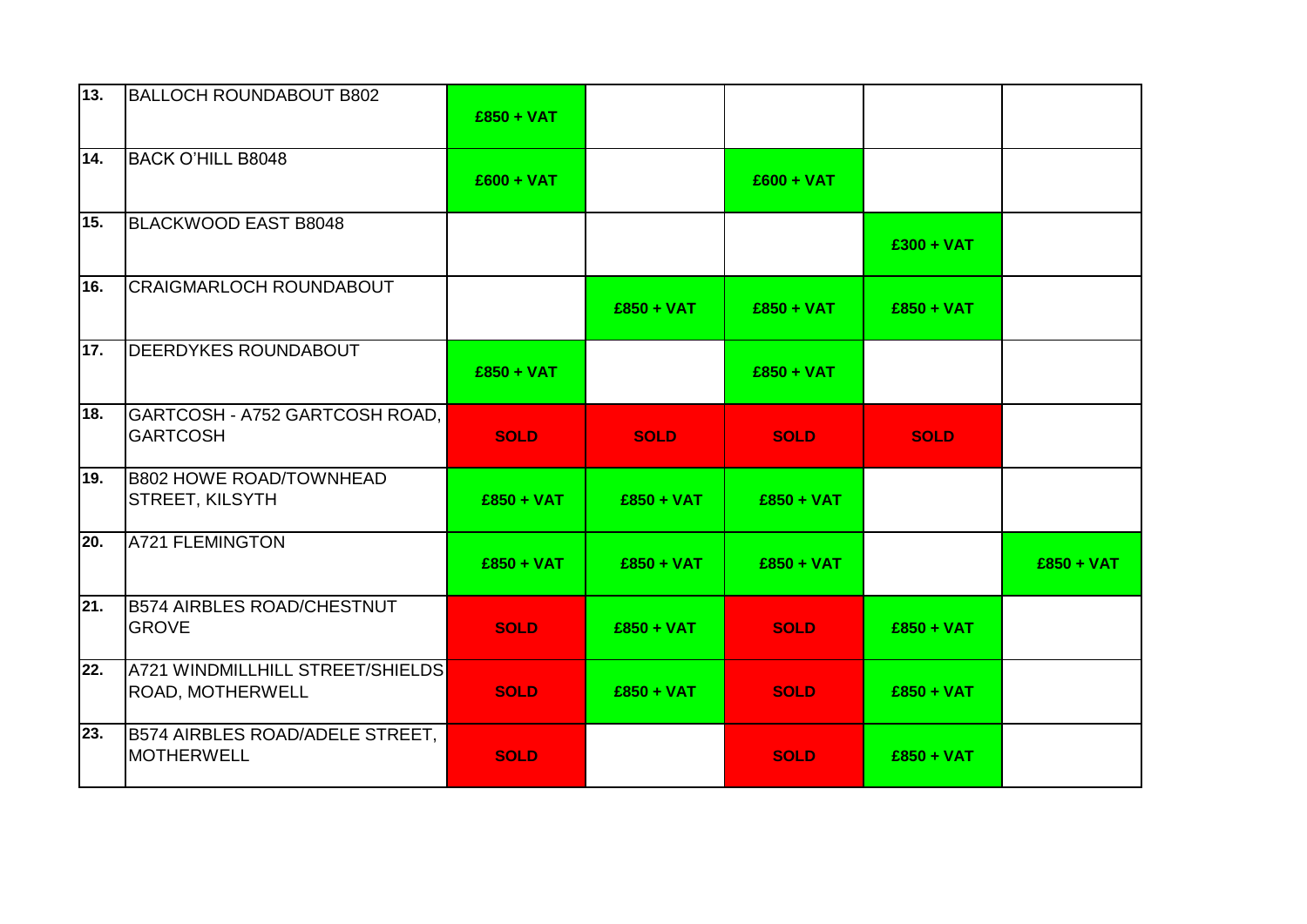| 13. | BALLOCH ROUNDABOUT B802 | £850 + VAT | | | | |
|---|---|---|---|---|---|---|
| 14. | BACK O'HILL B8048 | £600 + VAT | | £600 + VAT | | |
| 15. | BLACKWOOD EAST B8048 | | | | £300 + VAT | |
| 16. | CRAIGMARLOCH ROUNDABOUT | | £850 + VAT | £850 + VAT | £850 + VAT | |
| 17. | DEERDYKES ROUNDABOUT | £850 + VAT | | £850 + VAT | | |
| 18. | GARTCOSH - A752 GARTCOSH ROAD, GARTCOSH | SOLD | SOLD | SOLD | SOLD | |
| 19. | B802 HOWE ROAD/TOWNHEAD STREET, KILSYTH | £850 + VAT | £850 + VAT | £850 + VAT | | |
| 20. | A721 FLEMINGTON | £850 + VAT | £850 + VAT | £850 + VAT | | £850 + VAT |
| 21. | B574 AIRBLES ROAD/CHESTNUT GROVE | SOLD | £850 + VAT | SOLD | £850 + VAT | |
| 22. | A721 WINDMILLHILL STREET/SHIELDS ROAD, MOTHERWELL | SOLD | £850 + VAT | SOLD | £850 + VAT | |
| 23. | B574 AIRBLES ROAD/ADELE STREET, MOTHERWELL | SOLD | | SOLD | £850 + VAT | |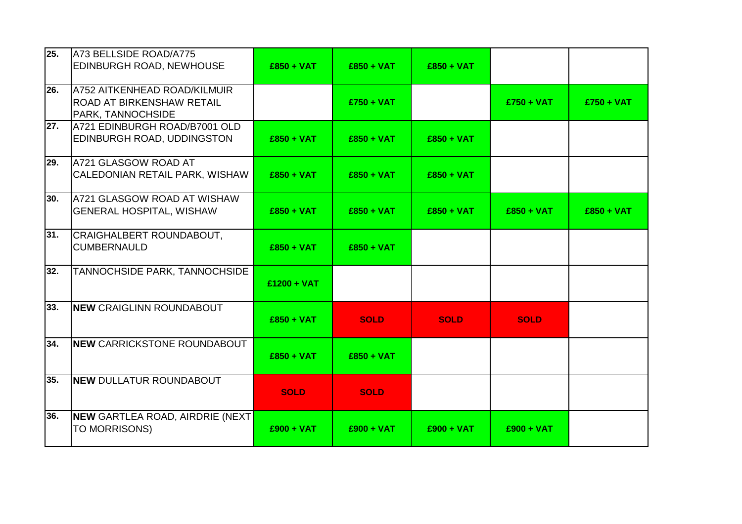| | | | | | | |
|---|---|---|---|---|---|---|
| 25. | A73 BELLSIDE ROAD/A775 EDINBURGH ROAD, NEWHOUSE | £850 + VAT | £850 + VAT | £850 + VAT | | |
| 26. | A752 AITKENHEAD ROAD/KILMUIR ROAD AT BIRKENSHAW RETAIL PARK, TANNOCHSIDE | | £750 + VAT | | £750 + VAT | £750 + VAT |
| 27. | A721 EDINBURGH ROAD/B7001 OLD EDINBURGH ROAD, UDDINGSTON | £850 + VAT | £850 + VAT | £850 + VAT | | |
| 29. | A721 GLASGOW ROAD AT CALEDONIAN RETAIL PARK, WISHAW | £850 + VAT | £850 + VAT | £850 + VAT | | |
| 30. | A721 GLASGOW ROAD AT WISHAW GENERAL HOSPITAL, WISHAW | £850 + VAT | £850 + VAT | £850 + VAT | £850 + VAT | £850 + VAT |
| 31. | CRAIGHALBERT ROUNDABOUT, CUMBERNAULD | £850 + VAT | £850 + VAT | | | |
| 32. | TANNOCHSIDE PARK, TANNOCHSIDE | £1200 + VAT | | | | |
| 33. | **NEW** CRAIGLINN ROUNDABOUT | £850 + VAT | SOLD | SOLD | SOLD | |
| 34. | **NEW** CARRICKSTONE ROUNDABOUT | £850 + VAT | £850 + VAT | | | |
| 35. | **NEW** DULLATUR ROUNDABOUT | SOLD | SOLD | | | |
| 36. | **NEW** GARTLEA ROAD, AIRDRIE (NEXT TO MORRISONS) | £900 + VAT | £900 + VAT | £900 + VAT | £900 + VAT | |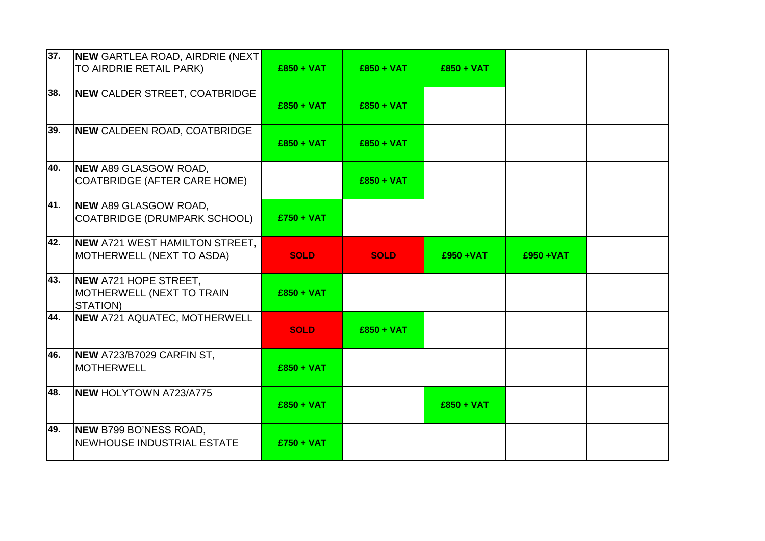| | | | | | | |
|---|---|---|---|---|---|---|
| 37. | **NEW** GARTLEA ROAD, AIRDRIE (NEXT TO AIRDRIE RETAIL PARK) | **£850 + VAT** | **£850 + VAT** | **£850 + VAT** | | |
| 38. | **NEW** CALDER STREET, COATBRIDGE | **£850 + VAT** | **£850 + VAT** | | | |
| 39. | **NEW** CALDEEN ROAD, COATBRIDGE | **£850 + VAT** | **£850 + VAT** | | | |
| 40. | **NEW** A89 GLASGOW ROAD, COATBRIDGE (AFTER CARE HOME) | | **£850 + VAT** | | | |
| 41. | **NEW** A89 GLASGOW ROAD, COATBRIDGE (DRUMPARK SCHOOL) | **£750 + VAT** | | | | |
| 42. | **NEW** A721 WEST HAMILTON STREET, MOTHERWELL (NEXT TO ASDA) | **SOLD** | **SOLD** | **£950 +VAT** | **£950 +VAT** | |
| 43. | **NEW** A721 HOPE STREET, MOTHERWELL (NEXT TO TRAIN STATION) | **£850 + VAT** | | | | |
| 44. | **NEW** A721 AQUATEC, MOTHERWELL | **SOLD** | **£850 + VAT** | | | |
| 46. | **NEW** A723/B7029 CARFIN ST, MOTHERWELL | **£850 + VAT** | | | | |
| 48. | **NEW** HOLYTOWN A723/A775 | **£850 + VAT** | | **£850 + VAT** | | |
| 49. | **NEW** B799 BO'NESS ROAD, NEWHOUSE INDUSTRIAL ESTATE | **£750 + VAT** | | | | |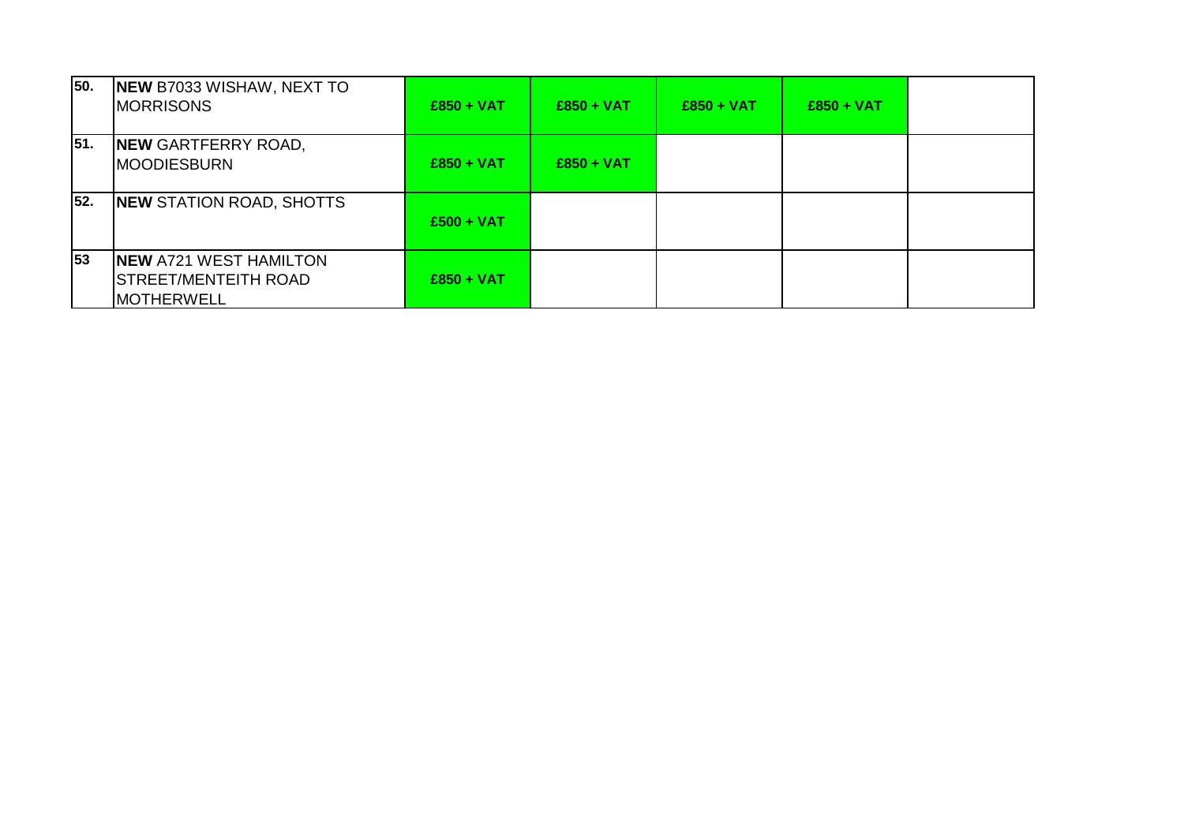| | | | | | | |
|---|---|---|---|---|---|---|
| 50. | **NEW** B7033 WISHAW, NEXT TO MORRISONS | **£850 + VAT** | **£850 + VAT** | **£850 + VAT** | **£850 + VAT** | |
| 51. | **NEW** GARTFERRY ROAD, MOODIESBURN | **£850 + VAT** | **£850 + VAT** | | | |
| 52. | **NEW** STATION ROAD, SHOTTS | **£500 + VAT** | | | | |
| 53 | **NEW** A721 WEST HAMILTON STREET/MENTEITH ROAD MOTHERWELL | **£850 + VAT** | | | | |